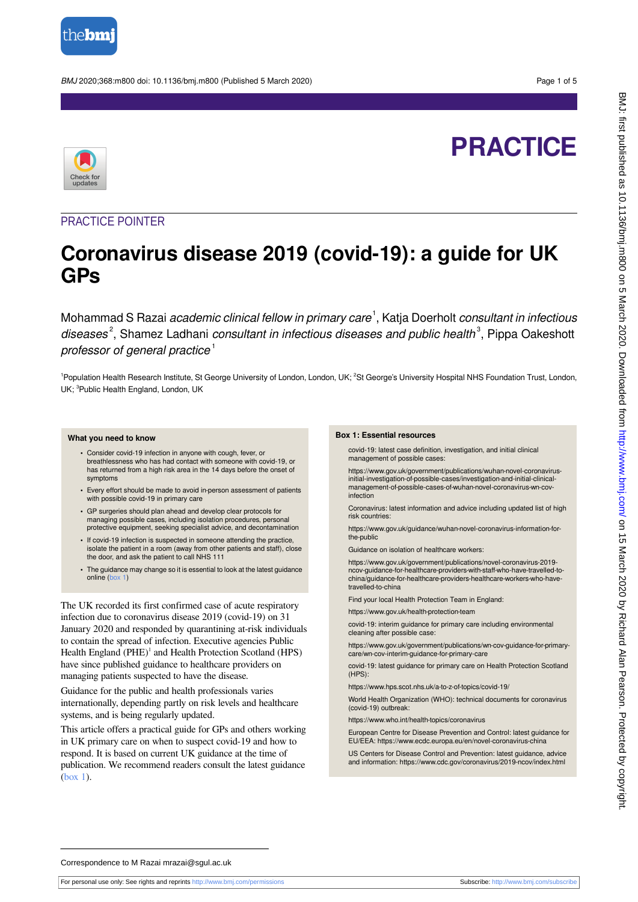PRACTICE

PRACTICE POINTER

# Coronavirus disease 2019 (covid-19): a guide for UK GPs

Mohammad S Razai *academic clinical fellow in primary care*[1], Katja Doerholt *consultant in infectious diseases*[2], Shamez Ladhani *consultant in infectious diseases and public health*[3], Pippa Oakeshott *professor of general practice*[1]

[1]Population Health Research Institute, St George University of London, London, UK; [2]St George's University Hospital NHS Foundation Trust, London, UK; [3]Public Health England, London, UK

### What you need to know

- Consider covid-19 infection in anyone with cough, fever, or breathlessness who has had contact with someone with covid-19, or has returned from a high risk area in the 14 days before the onset of symptoms
- Every effort should be made to avoid in-person assessment of patients with possible covid-19 in primary care
- GP surgeries should plan ahead and develop clear protocols for managing possible cases, including isolation procedures, personal protective equipment, seeking specialist advice, and decontamination
- If covid-19 infection is suspected in someone attending the practice, isolate the patient in a room (away from other patients and staff), close the door, and ask the patient to call NHS 111
- The guidance may change so it is essential to look at the latest guidance online (box 1)

The UK recorded its first confirmed case of acute respiratory infection due to coronavirus disease 2019 (covid-19) on 31 January 2020 and responded by quarantining at-risk individuals to contain the spread of infection. Executive agencies Public Health England (PHE)[1] and Health Protection Scotland (HPS) have since published guidance to healthcare providers on managing patients suspected to have the disease.

Guidance for the public and health professionals varies internationally, depending partly on risk levels and healthcare systems, and is being regularly updated.

This article offers a practical guide for GPs and others working in UK primary care on when to suspect covid-19 and how to respond. It is based on current UK guidance at the time of publication. We recommend readers consult the latest guidance (box 1).

### Box 1: Essential resources

covid-19: latest case definition, investigation, and initial clinical management of possible cases:

https://www.gov.uk/government/publications/wuhan-novel-coronavirus-initial-investigation-of-possible-cases/investigation-and-initial-clinical-management-of-possible-cases-of-wuhan-novel-coronavirus-wn-cov-infection

Coronavirus: latest information and advice including updated list of high risk countries:

https://www.gov.uk/guidance/wuhan-novel-coronavirus-information-for-the-public

Guidance on isolation of healthcare workers:

https://www.gov.uk/government/publications/novel-coronavirus-2019-ncov-guidance-for-healthcare-providers-with-staff-who-have-travelled-to-china/guidance-for-healthcare-providers-healthcare-workers-who-have-travelled-to-china

Find your local Health Protection Team in England:

https://www.gov.uk/health-protection-team

covid-19: interim guidance for primary care including environmental cleaning after possible case:

https://www.gov.uk/government/publications/wn-cov-guidance-for-primary-care/wn-cov-interim-guidance-for-primary-care

covid-19: latest guidance for primary care on Health Protection Scotland (HPS):

https://www.hps.scot.nhs.uk/a-to-z-of-topics/covid-19/

World Health Organization (WHO): technical documents for coronavirus (covid-19) outbreak:

https://www.who.int/health-topics/coronavirus

European Centre for Disease Prevention and Control: latest guidance for EU/EEA: https://www.ecdc.europa.eu/en/novel-coronavirus-china

US Centers for Disease Control and Prevention: latest guidance, advice and information: https://www.cdc.gov/coronavirus/2019-ncov/index.html

Correspondence to M Razai mrazai@sgul.ac.uk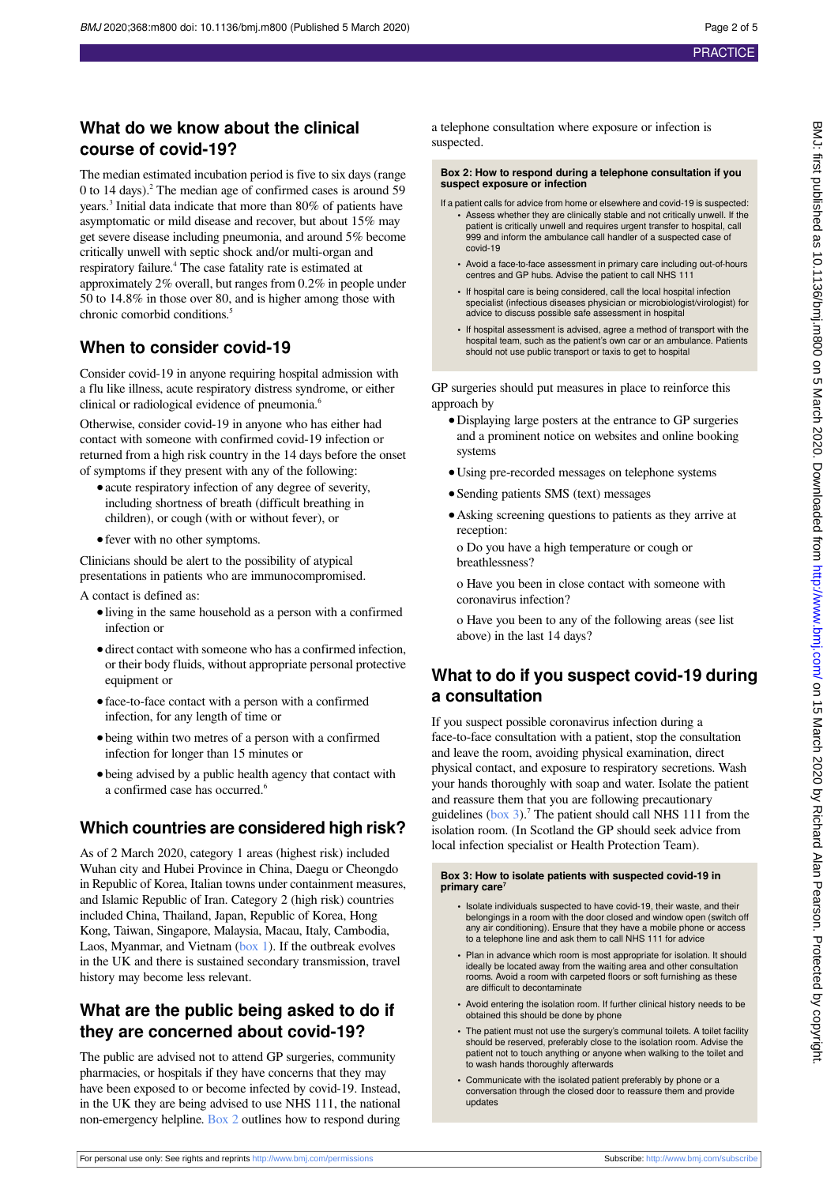## What do we know about the clinical course of covid-19?

The median estimated incubation period is five to six days (range 0 to 14 days).[2] The median age of confirmed cases is around 59 years.[3] Initial data indicate that more than 80% of patients have asymptomatic or mild disease and recover, but about 15% may get severe disease including pneumonia, and around 5% become critically unwell with septic shock and/or multi-organ and respiratory failure.[4] The case fatality rate is estimated at approximately 2% overall, but ranges from 0.2% in people under 50 to 14.8% in those over 80, and is higher among those with chronic comorbid conditions.[5]

## When to consider covid-19

Consider covid-19 in anyone requiring hospital admission with a flu like illness, acute respiratory distress syndrome, or either clinical or radiological evidence of pneumonia.[6]

Otherwise, consider covid-19 in anyone who has either had contact with someone with confirmed covid-19 infection or returned from a high risk country in the 14 days before the onset of symptoms if they present with any of the following:

- acute respiratory infection of any degree of severity, including shortness of breath (difficult breathing in children), or cough (with or without fever), or
- fever with no other symptoms.

Clinicians should be alert to the possibility of atypical presentations in patients who are immunocompromised.

A contact is defined as:

- living in the same household as a person with a confirmed infection or
- direct contact with someone who has a confirmed infection, or their body fluids, without appropriate personal protective equipment or
- face-to-face contact with a person with a confirmed infection, for any length of time or
- being within two metres of a person with a confirmed infection for longer than 15 minutes or
- being advised by a public health agency that contact with a confirmed case has occurred.[6]

## Which countries are considered high risk?

As of 2 March 2020, category 1 areas (highest risk) included Wuhan city and Hubei Province in China, Daegu or Cheongdo in Republic of Korea, Italian towns under containment measures, and Islamic Republic of Iran. Category 2 (high risk) countries included China, Thailand, Japan, Republic of Korea, Hong Kong, Taiwan, Singapore, Malaysia, Macau, Italy, Cambodia, Laos, Myanmar, and Vietnam (box 1). If the outbreak evolves in the UK and there is sustained secondary transmission, travel history may become less relevant.

## What are the public being asked to do if they are concerned about covid-19?

The public are advised not to attend GP surgeries, community pharmacies, or hospitals if they have concerns that they may have been exposed to or become infected by covid-19. Instead, in the UK they are being advised to use NHS 111, the national non-emergency helpline. Box 2 outlines how to respond during a telephone consultation where exposure or infection is suspected.

### Box 2: How to respond during a telephone consultation if you suspect exposure or infection

If a patient calls for advice from home or elsewhere and covid-19 is suspected:

- Assess whether they are clinically stable and not critically unwell. If the patient is critically unwell and requires urgent transfer to hospital, call 999 and inform the ambulance call handler of a suspected case of covid-19
- Avoid a face-to-face assessment in primary care including out-of-hours centres and GP hubs. Advise the patient to call NHS 111
- If hospital care is being considered, call the local hospital infection specialist (infectious diseases physician or microbiologist/virologist) for advice to discuss possible safe assessment in hospital
- If hospital assessment is advised, agree a method of transport with the hospital team, such as the patient's own car or an ambulance. Patients should not use public transport or taxis to get to hospital

GP surgeries should put measures in place to reinforce this approach by

- Displaying large posters at the entrance to GP surgeries and a prominent notice on websites and online booking systems
- Using pre-recorded messages on telephone systems
- Sending patients SMS (text) messages
- Asking screening questions to patients as they arrive at reception:

  o Do you have a high temperature or cough or breathlessness?

  o Have you been in close contact with someone with coronavirus infection?

  o Have you been to any of the following areas (see list above) in the last 14 days?

## What to do if you suspect covid-19 during a consultation

If you suspect possible coronavirus infection during a face-to-face consultation with a patient, stop the consultation and leave the room, avoiding physical examination, direct physical contact, and exposure to respiratory secretions. Wash your hands thoroughly with soap and water. Isolate the patient and reassure them that you are following precautionary guidelines (box 3).[7] The patient should call NHS 111 from the isolation room. (In Scotland the GP should seek advice from local infection specialist or Health Protection Team).

### Box 3: How to isolate patients with suspected covid-19 in primary care[7]

- Isolate individuals suspected to have covid-19, their waste, and their belongings in a room with the door closed and window open (switch off any air conditioning). Ensure that they have a mobile phone or access to a telephone line and ask them to call NHS 111 for advice
- Plan in advance which room is most appropriate for isolation. It should ideally be located away from the waiting area and other consultation rooms. Avoid a room with carpeted floors or soft furnishing as these are difficult to decontaminate
- Avoid entering the isolation room. If further clinical history needs to be obtained this should be done by phone
- The patient must not use the surgery's communal toilets. A toilet facility should be reserved, preferably close to the isolation room. Advise the patient not to touch anything or anyone when walking to the toilet and to wash hands thoroughly afterwards
- Communicate with the isolated patient preferably by phone or a conversation through the closed door to reassure them and provide updates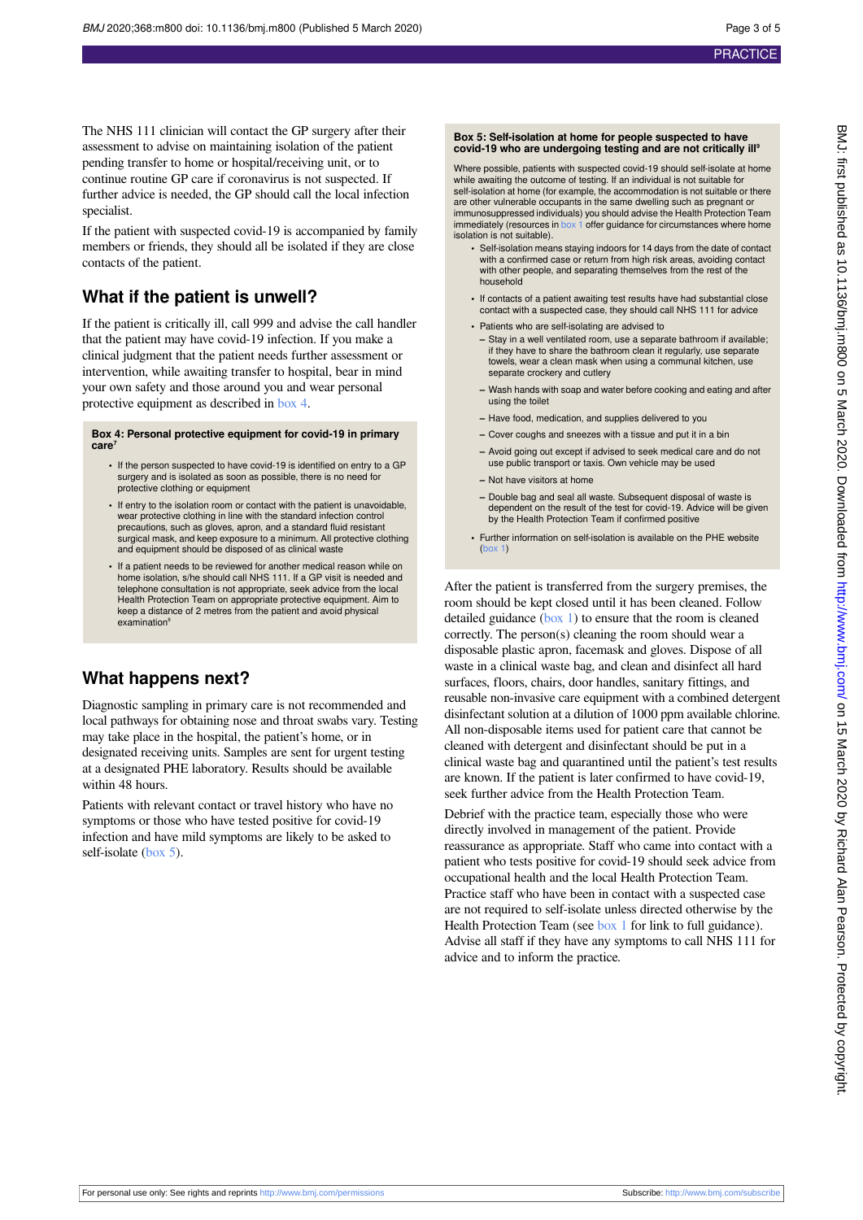The NHS 111 clinician will contact the GP surgery after their assessment to advise on maintaining isolation of the patient pending transfer to home or hospital/receiving unit, or to continue routine GP care if coronavirus is not suspected. If further advice is needed, the GP should call the local infection specialist.

If the patient with suspected covid-19 is accompanied by family members or friends, they should all be isolated if they are close contacts of the patient.

## What if the patient is unwell?

If the patient is critically ill, call 999 and advise the call handler that the patient may have covid-19 infection. If you make a clinical judgment that the patient needs further assessment or intervention, while awaiting transfer to hospital, bear in mind your own safety and those around you and wear personal protective equipment as described in box 4.

**Box 4: Personal protective equipment for covid-19 in primary care[7]**

- If the person suspected to have covid-19 is identified on entry to a GP surgery and is isolated as soon as possible, there is no need for protective clothing or equipment
- If entry to the isolation room or contact with the patient is unavoidable, wear protective clothing in line with the standard infection control precautions, such as gloves, apron, and a standard fluid resistant surgical mask, and keep exposure to a minimum. All protective clothing and equipment should be disposed of as clinical waste
- If a patient needs to be reviewed for another medical reason while on home isolation, s/he should call NHS 111. If a GP visit is needed and telephone consultation is not appropriate, seek advice from the local Health Protection Team on appropriate protective equipment. Aim to keep a distance of 2 metres from the patient and avoid physical examination[8]

## What happens next?

Diagnostic sampling in primary care is not recommended and local pathways for obtaining nose and throat swabs vary. Testing may take place in the hospital, the patient's home, or in designated receiving units. Samples are sent for urgent testing at a designated PHE laboratory. Results should be available within 48 hours.

Patients with relevant contact or travel history who have no symptoms or those who have tested positive for covid-19 infection and have mild symptoms are likely to be asked to self-isolate (box 5).

**Box 5: Self-isolation at home for people suspected to have covid-19 who are undergoing testing and are not critically ill[9]**

Where possible, patients with suspected covid-19 should self-isolate at home while awaiting the outcome of testing. If an individual is not suitable for self-isolation at home (for example, the accommodation is not suitable or there are other vulnerable occupants in the same dwelling such as pregnant or immunosuppressed individuals) you should advise the Health Protection Team immediately (resources in box 1 offer guidance for circumstances where home isolation is not suitable).

- Self-isolation means staying indoors for 14 days from the date of contact with a confirmed case or return from high risk areas, avoiding contact with other people, and separating themselves from the rest of the household
- If contacts of a patient awaiting test results have had substantial close contact with a suspected case, they should call NHS 111 for advice
- Patients who are self-isolating are advised to
  - Stay in a well ventilated room, use a separate bathroom if available; if they have to share the bathroom clean it regularly, use separate towels, wear a clean mask when using a communal kitchen, use separate crockery and cutlery
  - Wash hands with soap and water before cooking and eating and after using the toilet
  - Have food, medication, and supplies delivered to you
  - Cover coughs and sneezes with a tissue and put it in a bin
  - Avoid going out except if advised to seek medical care and do not use public transport or taxis. Own vehicle may be used
  - Not have visitors at home
  - Double bag and seal all waste. Subsequent disposal of waste is dependent on the result of the test for covid-19. Advice will be given by the Health Protection Team if confirmed positive
- Further information on self-isolation is available on the PHE website (box 1)

After the patient is transferred from the surgery premises, the room should be kept closed until it has been cleaned. Follow detailed guidance (box 1) to ensure that the room is cleaned correctly. The person(s) cleaning the room should wear a disposable plastic apron, facemask and gloves. Dispose of all waste in a clinical waste bag, and clean and disinfect all hard surfaces, floors, chairs, door handles, sanitary fittings, and reusable non-invasive care equipment with a combined detergent disinfectant solution at a dilution of 1000 ppm available chlorine. All non-disposable items used for patient care that cannot be cleaned with detergent and disinfectant should be put in a clinical waste bag and quarantined until the patient's test results are known. If the patient is later confirmed to have covid-19, seek further advice from the Health Protection Team.

Debrief with the practice team, especially those who were directly involved in management of the patient. Provide reassurance as appropriate. Staff who came into contact with a patient who tests positive for covid-19 should seek advice from occupational health and the local Health Protection Team. Practice staff who have been in contact with a suspected case are not required to self-isolate unless directed otherwise by the Health Protection Team (see box 1 for link to full guidance). Advise all staff if they have any symptoms to call NHS 111 for advice and to inform the practice.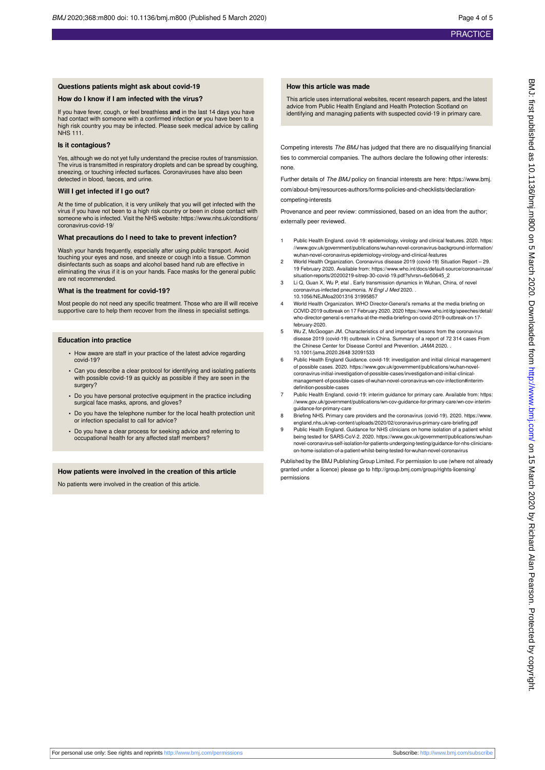### Questions patients might ask about covid-19

#### How do I know if I am infected with the virus?

If you have fever, cough, or feel breathless **and** in the last 14 days you have had contact with someone with a confirmed infection **or** you have been to a high risk country you may be infected. Please seek medical advice by calling NHS 111.

#### Is it contagious?

Yes, although we do not yet fully understand the precise routes of transmission. The virus is transmitted in respiratory droplets and can be spread by coughing, sneezing, or touching infected surfaces. Coronaviruses have also been detected in blood, faeces, and urine.

#### Will I get infected if I go out?

At the time of publication, it is very unlikely that you will get infected with the virus if you have not been to a high risk country or been in close contact with someone who is infected. Visit the NHS website: https://www.nhs.uk/conditions/coronavirus-covid-19/

#### What precautions do I need to take to prevent infection?

Wash your hands frequently, especially after using public transport. Avoid touching your eyes and nose, and sneeze or cough into a tissue. Common disinfectants such as soaps and alcohol based hand rub are effective in eliminating the virus if it is on your hands. Face masks for the general public are not recommended.

#### What is the treatment for covid-19?

Most people do not need any specific treatment. Those who are ill will receive supportive care to help them recover from the illness in specialist settings.

### Education into practice

- How aware are staff in your practice of the latest advice regarding covid-19?
- Can you describe a clear protocol for identifying and isolating patients with possible covid-19 as quickly as possible if they are seen in the surgery?
- Do you have personal protective equipment in the practice including surgical face masks, aprons, and gloves?
- Do you have the telephone number for the local health protection unit or infection specialist to call for advice?
- Do you have a clear process for seeking advice and referring to occupational health for any affected staff members?

### How patients were involved in the creation of this article

No patients were involved in the creation of this article.

### How this article was made

This article uses international websites, recent research papers, and the latest advice from Public Health England and Health Protection Scotland on identifying and managing patients with suspected covid-19 in primary care.

Competing interests *The BMJ* has judged that there are no disqualifying financial ties to commercial companies. The authors declare the following other interests: none.

Further details of *The BMJ* policy on financial interests are here: https://www.bmj.com/about-bmj/resources-authors/forms-policies-and-checklists/declaration-competing-interests

Provenance and peer review: commissioned, based on an idea from the author; externally peer reviewed.

1. Public Health England. covid-19: epidemiology, virology and clinical features. 2020. https://www.gov.uk/government/publications/wuhan-novel-coronavirus-background-information/wuhan-novel-coronavirus-epidemiology-virology-and-clinical-features
2. World Health Organization. Coronavirus disease 2019 (covid-19) Situation Report – 29. 19 February 2020. Available from: https://www.who.int/docs/default-source/coronaviruse/situation-reports/20200219-sitrep-30-covid-19.pdf?sfvrsn=6e50645_2
3. Li Q, Guan X, Wu P, etal . Early transmission dynamics in Wuhan, China, of novel coronavirus-infected pneumonia. *N Engl J Med* 2020. . 10.1056/NEJMoa2001316 31995857
4. World Health Organization. WHO Director-General's remarks at the media briefing on COVID-2019 outbreak on 17 February 2020. 2020 https://www.who.int/dg/speeches/detail/who-director-general-s-remarks-at-the-media-briefing-on-covid-2019-outbreak-on-17-february-2020.
5. Wu Z, McGoogan JM. Characteristics of and important lessons from the coronavirus disease 2019 (covid-19) outbreak in China. Summary of a report of 72 314 cases From the Chinese Center for Disease Control and Prevention. *JAMA* 2020. . 10.1001/jama.2020.2648 32091533
6. Public Health England Guidance. covid-19: investigation and initial clinical management of possible cases. 2020. https://www.gov.uk/government/publications/wuhan-novel-coronavirus-initial-investigation-of-possible-cases/investigation-and-initial-clinical-management-of-possible-cases-of-wuhan-novel-coronavirus-wn-cov-infection#interim-definition-possible-cases
7. Public Health England. covid-19: interim guidance for primary care. Available from: https://www.gov.uk/government/publications/wn-cov-guidance-for-primary-care/wn-cov-interim-guidance-for-primary-care
8. Briefing NHS. Primary care providers and the coronavirus (covid-19). 2020. https://www.england.nhs.uk/wp-content/uploads/2020/02/coronavirus-primary-care-briefing.pdf
9. Public Health England. Guidance for NHS clinicians on home isolation of a patient whilst being tested for SARS-CoV-2. 2020. https://www.gov.uk/government/publications/wuhan-novel-coronavirus-self-isolation-for-patients-undergoing-testing/guidance-for-nhs-clinicians-on-home-isolation-of-a-patient-whilst-being-tested-for-wuhan-novel-coronavirus

Published by the BMJ Publishing Group Limited. For permission to use (where not already granted under a licence) please go to http://group.bmj.com/group/rights-licensing/permissions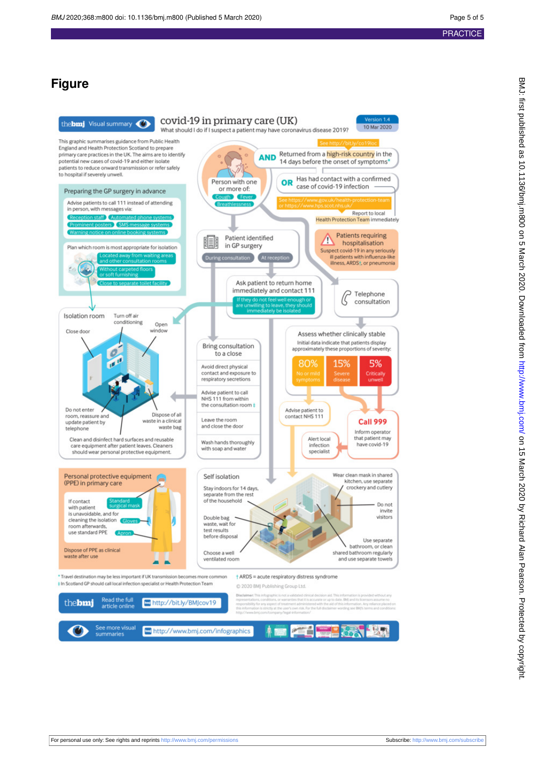# Figure

thebmj Visual summary

## covid-19 in primary care (UK)

What should I do if I suspect a patient may have coronavirus disease 2019?

Version 1.4
10 Mar 2020

This graphic summarises guidance from Public Health England and Health Protection Scotland to prepare primary care practices in the UK. The aims are to identify potential new cases of covid-19 and either isolate patients to reduce onward transmission or refer safely to hospital if severely unwell.

### Preparing the GP surgery in advance

Advise patients to call 111 instead of attending in person, with messages via:

- Reception staff
- Automated phone systems
- Prominent posters
- SMS message systems
- Warning notice on online booking systems

Plan which room is most appropriate for isolation

- Located away from waiting areas and other consultation rooms
- Without carpeted floors or soft furnishing
- Close to separate toilet facility

### Isolation room

Turn off air conditioning

Close door

Open window

Do not enter room, reassure and update patient by telephone

Dispose of all waste in a clinical waste bag

Clean and disinfect hard surfaces and reusable care equipment after patient leaves. Cleaners should wear personal protective equipment.

### Personal protective equipment (PPE) in primary care

If contact with patient is unavoidable, and for cleaning the isolation room afterwards, use standard PPE

- Standard surgical mask
- Gloves
- Apron

Dispose of PPE as clinical waste after use

### Person with one or more of:

- Cough
- Fever
- Breathlessness

See http://bit.ly/co19loc

**AND** Returned from a high-risk country in the 14 days before the onset of symptoms*

**OR** Has had contact with a confirmed case of covid-19 infection

See https://www.gov.uk/health-protection-team or https://www.hps.scot.nhs.uk/

Report to local Health Protection Team immediately

### Patient identified in GP surgery

- During consultation
- At reception

### Patients requiring hospitalisation

Suspect covid-19 in any seriously ill patients with influenza-like illness, ARDS†, or pneumonia

### Ask patient to return home immediately and contact 111

If they do not feel well enough or are unwilling to leave, they should immediately be isolated

### Telephone consultation

### Assess whether clinically stable

Initial data indicate that patients display approximately these proportions of severity:

- 80% No or mild symptoms
- 15% Severe disease
- 5% Critically unwell

Advise patient to contact NHS 111

Alert local infection specialist

**Call 999**

Inform operator that patient may have covid-19

### Bring consultation to a close

- Avoid direct physical contact and exposure to respiratory secretions
- Advise patient to call NHS 111 from within the consultation room ‡
- Leave the room and close the door
- Wash hands thoroughly with soap and water

### Self isolation

Stay indoors for 14 days, separate from the rest of the household

Wear clean mask in shared kitchen, use separate crockery and cutlery

Do not invite visitors

Double bag waste, wait for test results before disposal

Use separate bathroom, or clean shared bathroom regularly and use separate towels

Choose a well ventilated room

\* Travel destination may be less important if UK transmission becomes more common

‡ In Scotland GP should call local infection specialist or Health Protection Team

† ARDS = acute respiratory distress syndrome

© 2020 BMJ Publishing Group Ltd.

Disclaimer: This infographic is not a validated clinical decision aid. This information is provided without any representations, conditions, or warranties that it is accurate or up to date. BMJ and its licensors assume no responsibility for any aspect of treatment administered with the aid of this information. Any reliance placed on this information is strictly at the user's own risk. For the full disclaimer wording see BMJ's terms and conditions: http://www.bmj.com/company/legal-information/

thebmj Read the full article online http://bit.ly/BMJcov19

See more visual summaries http://www.bmj.com/infographics